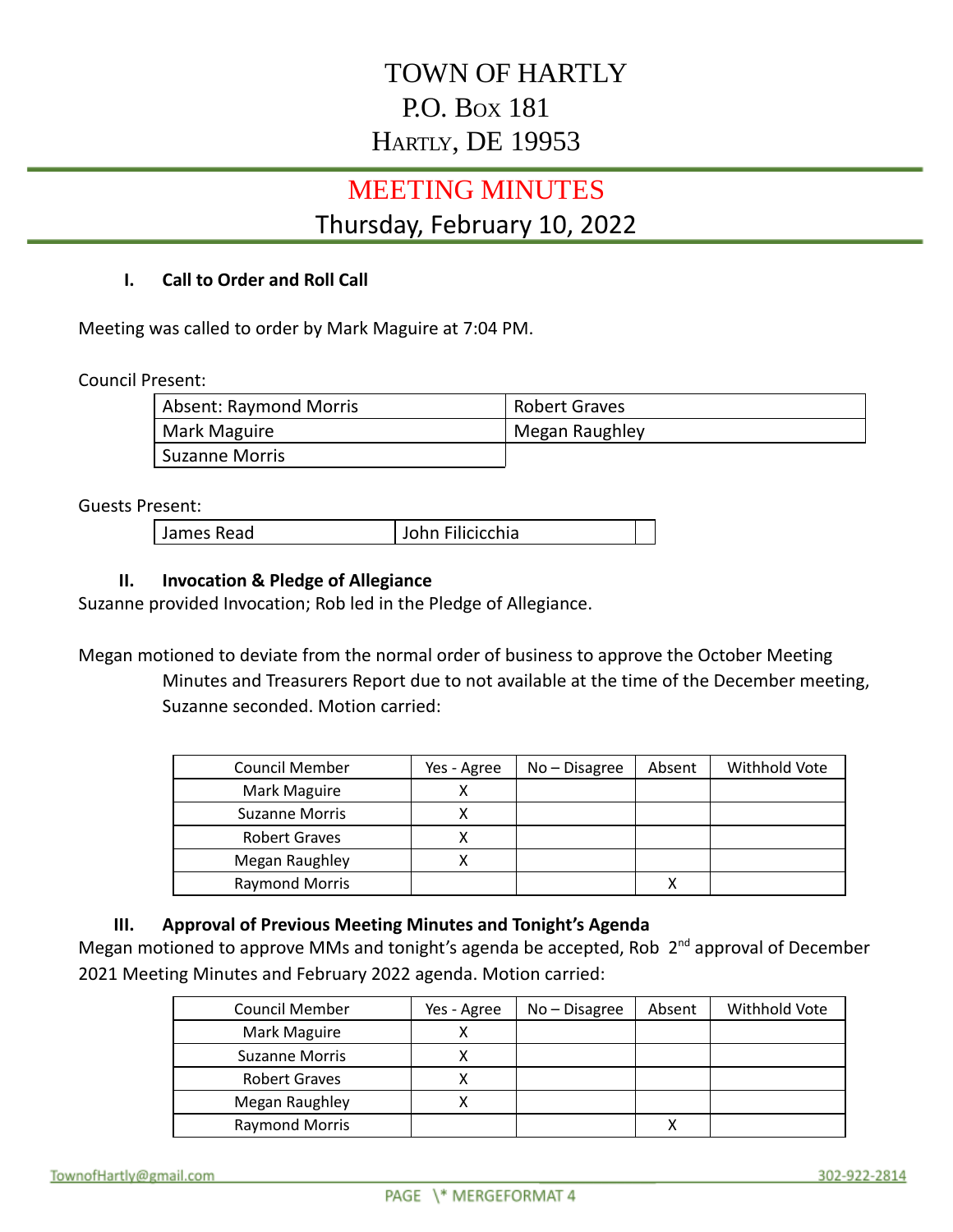# TOWN OF HARTLY
## P.O. Box 181
## Hartly, DE 19953

# MEETING MINUTES
## Thursday, February 10, 2022

### I. Call to Order and Roll Call

Meeting was called to order by Mark Maguire at 7:04 PM.

Council Present:

| | |
|---|---|
| Absent: Raymond Morris | Robert Graves |
| Mark Maguire | Megan Raughley |
| Suzanne Morris | |

Guests Present:

| | | |
|---|---|---|
| James Read | John Filicicchia | |

### II. Invocation & Pledge of Allegiance

Suzanne provided Invocation; Rob led in the Pledge of Allegiance.

Megan motioned to deviate from the normal order of business to approve the October Meeting Minutes and Treasurers Report due to not available at the time of the December meeting, Suzanne seconded. Motion carried:

| Council Member | Yes - Agree | No – Disagree | Absent | Withhold Vote |
|---|---|---|---|---|
| Mark Maguire | X | | | |
| Suzanne Morris | X | | | |
| Robert Graves | X | | | |
| Megan Raughley | X | | | |
| Raymond Morris | | | X | |

### III. Approval of Previous Meeting Minutes and Tonight's Agenda

Megan motioned to approve MMs and tonight's agenda be accepted, Rob 2nd approval of December 2021 Meeting Minutes and February 2022 agenda. Motion carried:

| Council Member | Yes - Agree | No – Disagree | Absent | Withhold Vote |
|---|---|---|---|---|
| Mark Maguire | X | | | |
| Suzanne Morris | X | | | |
| Robert Graves | X | | | |
| Megan Raughley | X | | | |
| Raymond Morris | | | X | |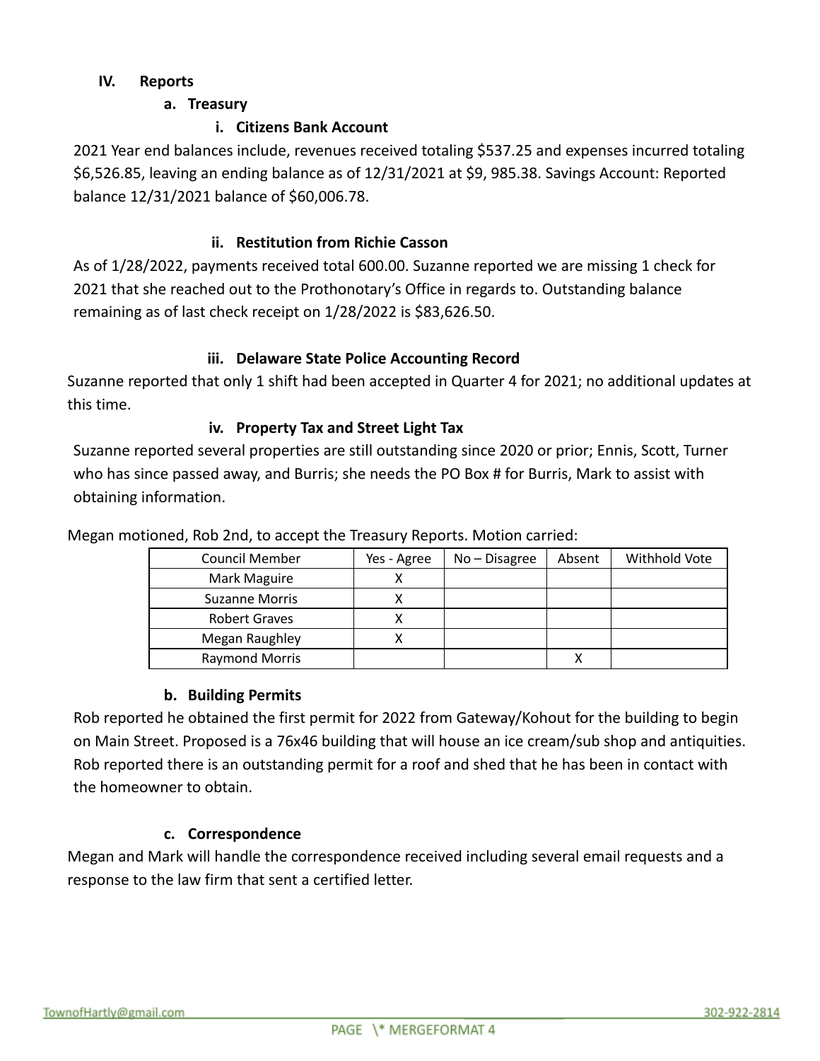## IV. Reports

### a. Treasury

#### i. Citizens Bank Account

2021 Year end balances include, revenues received totaling $537.25 and expenses incurred totaling $6,526.85, leaving an ending balance as of 12/31/2021 at $9, 985.38. Savings Account: Reported balance 12/31/2021 balance of $60,006.78.

#### ii. Restitution from Richie Casson

As of 1/28/2022, payments received total 600.00. Suzanne reported we are missing 1 check for 2021 that she reached out to the Prothonotary's Office in regards to. Outstanding balance remaining as of last check receipt on 1/28/2022 is $83,626.50.

#### iii. Delaware State Police Accounting Record

Suzanne reported that only 1 shift had been accepted in Quarter 4 for 2021; no additional updates at this time.

#### iv. Property Tax and Street Light Tax

Suzanne reported several properties are still outstanding since 2020 or prior; Ennis, Scott, Turner who has since passed away, and Burris; she needs the PO Box # for Burris, Mark to assist with obtaining information.

Megan motioned, Rob 2nd, to accept the Treasury Reports. Motion carried:

| Council Member | Yes - Agree | No – Disagree | Absent | Withhold Vote |
|---|---|---|---|---|
| Mark Maguire | X | | | |
| Suzanne Morris | X | | | |
| Robert Graves | X | | | |
| Megan Raughley | X | | | |
| Raymond Morris | | | X | |

### b. Building Permits

Rob reported he obtained the first permit for 2022 from Gateway/Kohout for the building to begin on Main Street. Proposed is a 76x46 building that will house an ice cream/sub shop and antiquities. Rob reported there is an outstanding permit for a roof and shed that he has been in contact with the homeowner to obtain.

### c. Correspondence

Megan and Mark will handle the correspondence received including several email requests and a response to the law firm that sent a certified letter.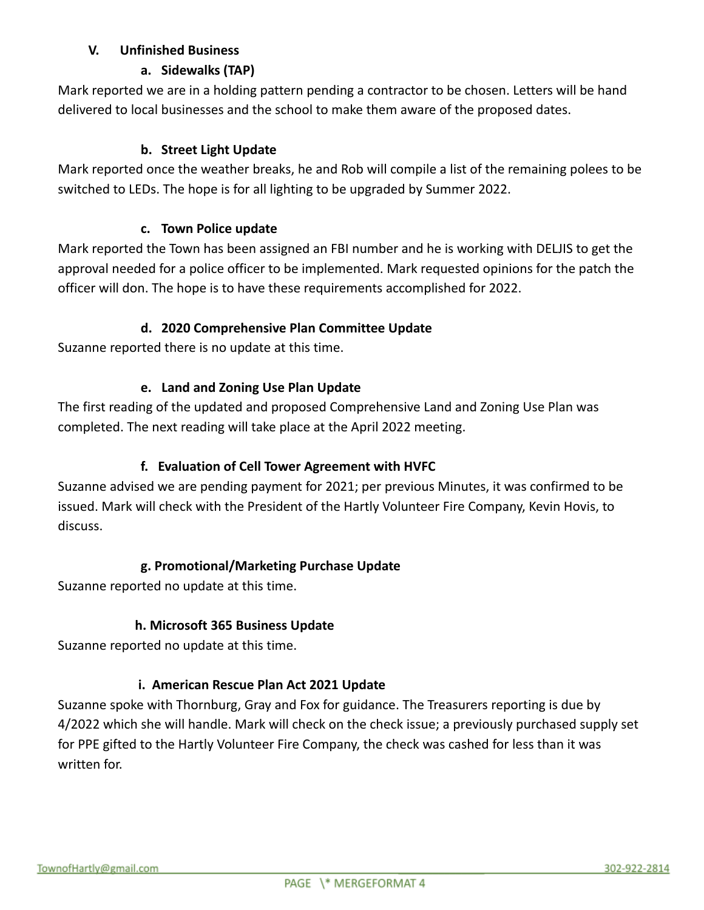## V. Unfinished Business

### a. Sidewalks (TAP)

Mark reported we are in a holding pattern pending a contractor to be chosen. Letters will be hand delivered to local businesses and the school to make them aware of the proposed dates.

### b. Street Light Update

Mark reported once the weather breaks, he and Rob will compile a list of the remaining polees to be switched to LEDs. The hope is for all lighting to be upgraded by Summer 2022.

### c. Town Police update

Mark reported the Town has been assigned an FBI number and he is working with DELJIS to get the approval needed for a police officer to be implemented. Mark requested opinions for the patch the officer will don. The hope is to have these requirements accomplished for 2022.

### d. 2020 Comprehensive Plan Committee Update

Suzanne reported there is no update at this time.

### e. Land and Zoning Use Plan Update

The first reading of the updated and proposed Comprehensive Land and Zoning Use Plan was completed. The next reading will take place at the April 2022 meeting.

### f. Evaluation of Cell Tower Agreement with HVFC

Suzanne advised we are pending payment for 2021; per previous Minutes, it was confirmed to be issued. Mark will check with the President of the Hartly Volunteer Fire Company, Kevin Hovis, to discuss.

### g. Promotional/Marketing Purchase Update

Suzanne reported no update at this time.

### h. Microsoft 365 Business Update

Suzanne reported no update at this time.

### i. American Rescue Plan Act 2021 Update

Suzanne spoke with Thornburg, Gray and Fox for guidance. The Treasurers reporting is due by 4/2022 which she will handle. Mark will check on the check issue; a previously purchased supply set for PPE gifted to the Hartly Volunteer Fire Company, the check was cashed for less than it was written for.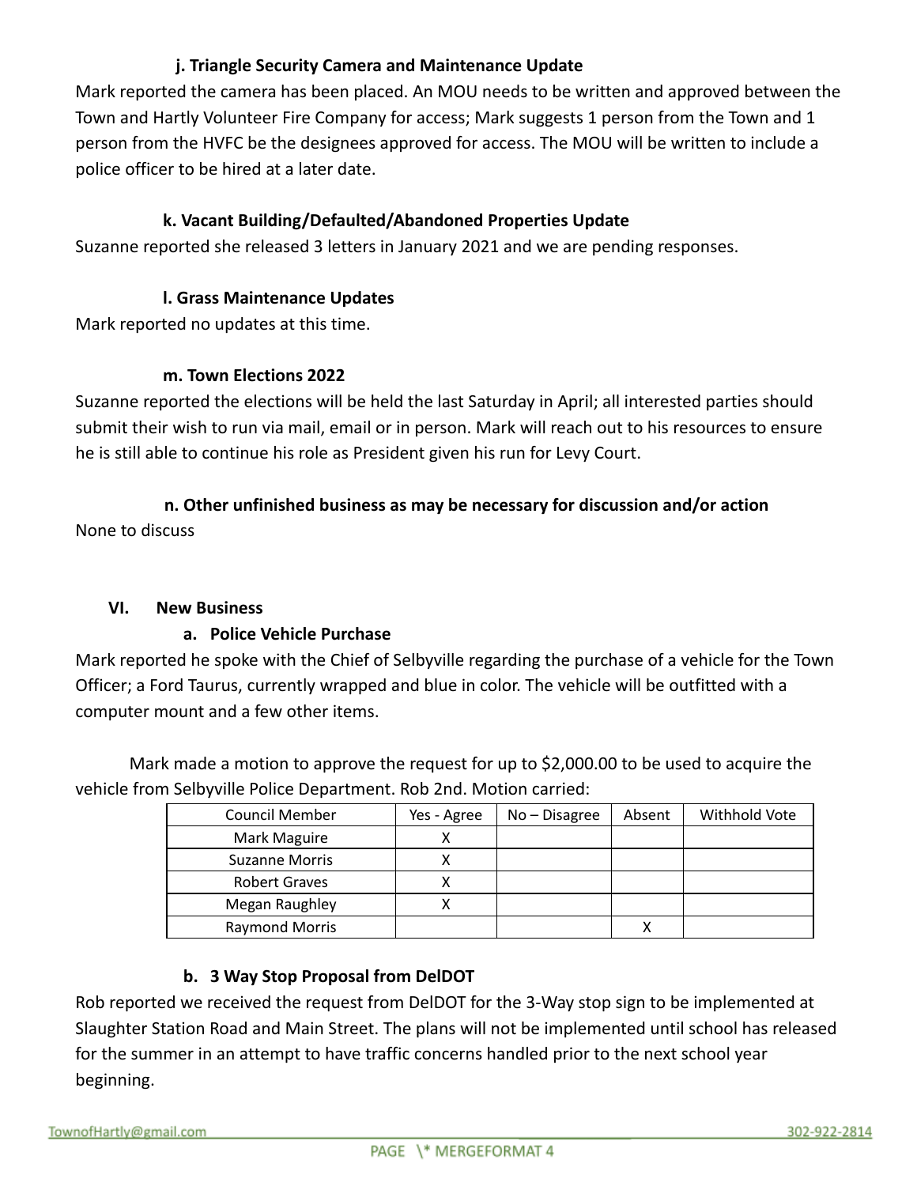#### j. Triangle Security Camera and Maintenance Update

Mark reported the camera has been placed. An MOU needs to be written and approved between the Town and Hartly Volunteer Fire Company for access; Mark suggests 1 person from the Town and 1 person from the HVFC be the designees approved for access. The MOU will be written to include a police officer to be hired at a later date.

#### k. Vacant Building/Defaulted/Abandoned Properties Update

Suzanne reported she released 3 letters in January 2021 and we are pending responses.

#### l. Grass Maintenance Updates

Mark reported no updates at this time.

#### m. Town Elections 2022

Suzanne reported the elections will be held the last Saturday in April; all interested parties should submit their wish to run via mail, email or in person. Mark will reach out to his resources to ensure he is still able to continue his role as President given his run for Levy Court.

#### n. Other unfinished business as may be necessary for discussion and/or action

None to discuss

## VI. New Business

#### a. Police Vehicle Purchase

Mark reported he spoke with the Chief of Selbyville regarding the purchase of a vehicle for the Town Officer; a Ford Taurus, currently wrapped and blue in color. The vehicle will be outfitted with a computer mount and a few other items.

Mark made a motion to approve the request for up to $2,000.00 to be used to acquire the vehicle from Selbyville Police Department. Rob 2nd. Motion carried:

| Council Member | Yes - Agree | No – Disagree | Absent | Withhold Vote |
|---|---|---|---|---|
| Mark Maguire | X | | | |
| Suzanne Morris | X | | | |
| Robert Graves | X | | | |
| Megan Raughley | X | | | |
| Raymond Morris | | | X | |

#### b. 3 Way Stop Proposal from DelDOT

Rob reported we received the request from DelDOT for the 3-Way stop sign to be implemented at Slaughter Station Road and Main Street. The plans will not be implemented until school has released for the summer in an attempt to have traffic concerns handled prior to the next school year beginning.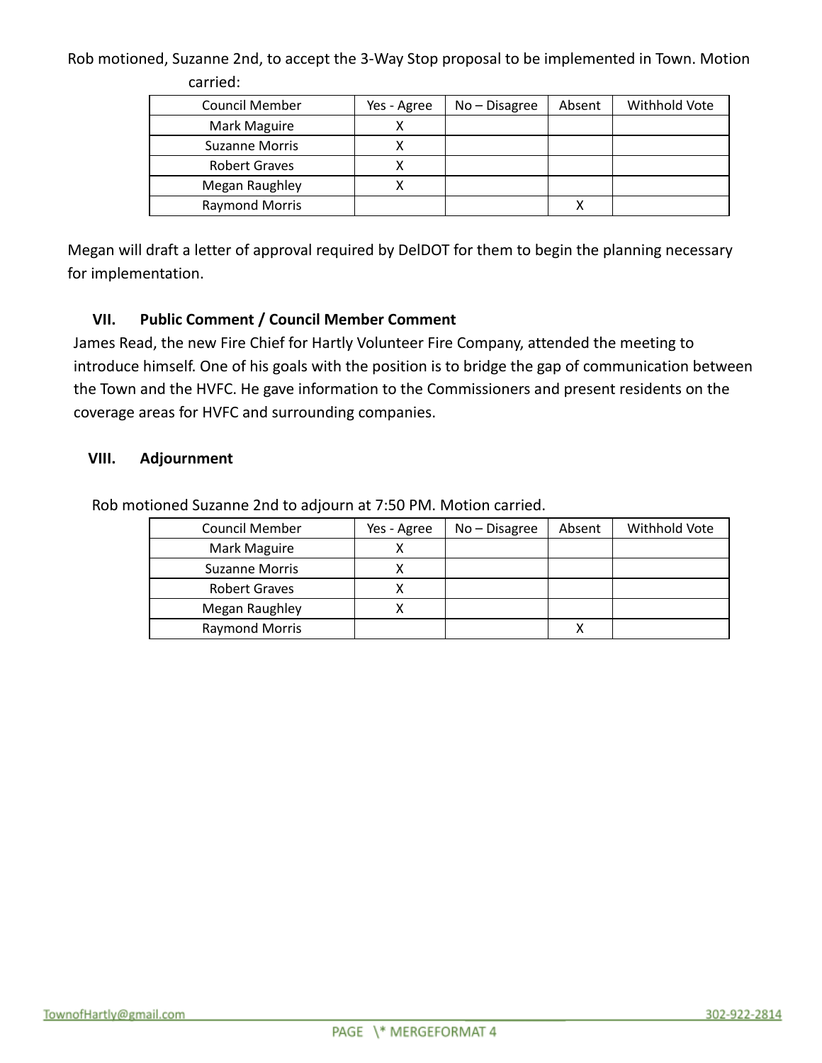Rob motioned, Suzanne 2nd, to accept the 3-Way Stop proposal to be implemented in Town. Motion carried:

| Council Member | Yes - Agree | No – Disagree | Absent | Withhold Vote |
|---|---|---|---|---|
| Mark Maguire | X | | | |
| Suzanne Morris | X | | | |
| Robert Graves | X | | | |
| Megan Raughley | X | | | |
| Raymond Morris | | | X | |

Megan will draft a letter of approval required by DelDOT for them to begin the planning necessary for implementation.

## VII. Public Comment / Council Member Comment

James Read, the new Fire Chief for Hartly Volunteer Fire Company, attended the meeting to introduce himself. One of his goals with the position is to bridge the gap of communication between the Town and the HVFC. He gave information to the Commissioners and present residents on the coverage areas for HVFC and surrounding companies.

## VIII. Adjournment

Rob motioned Suzanne 2nd to adjourn at 7:50 PM. Motion carried.

| Council Member | Yes - Agree | No – Disagree | Absent | Withhold Vote |
|---|---|---|---|---|
| Mark Maguire | X | | | |
| Suzanne Morris | X | | | |
| Robert Graves | X | | | |
| Megan Raughley | X | | | |
| Raymond Morris | | | X | |